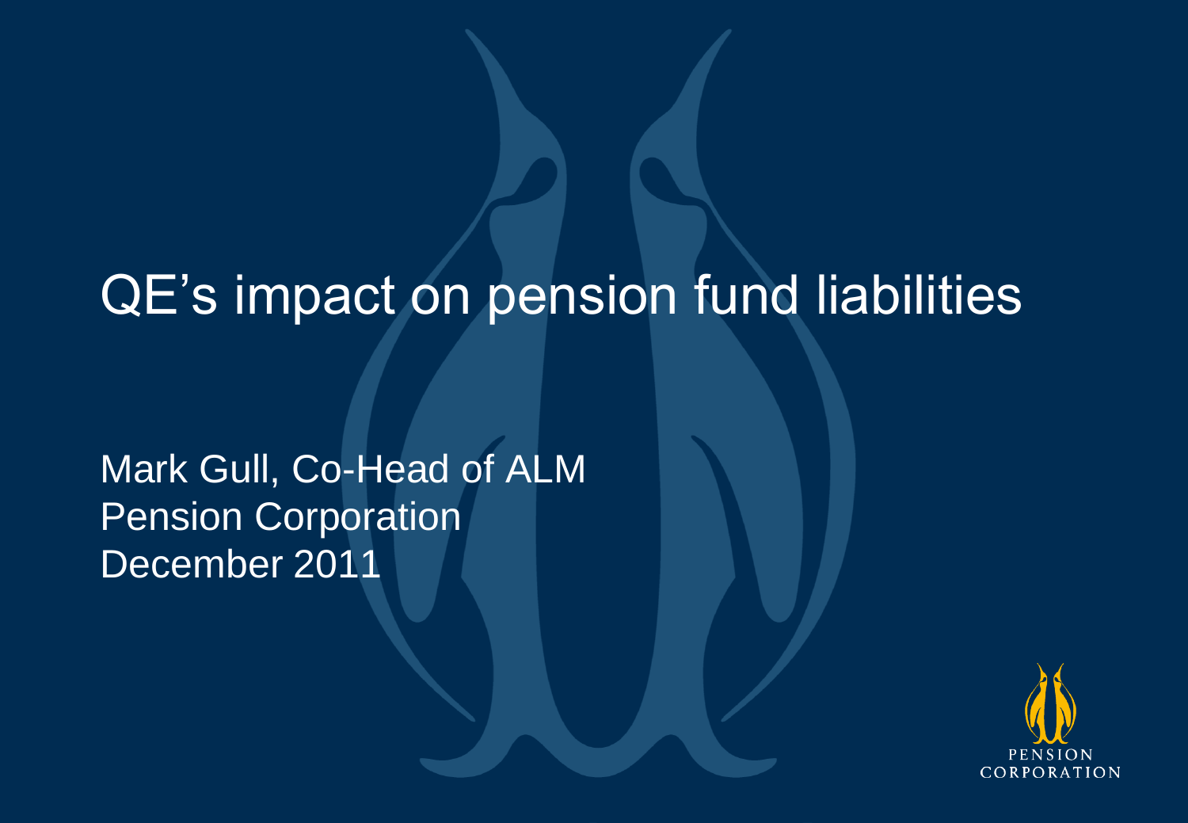# QE's impact on pension fund liabilities

Mark Gull, Co-Head of ALM
Pension Corporation
December 2011

PENSION CORPORATION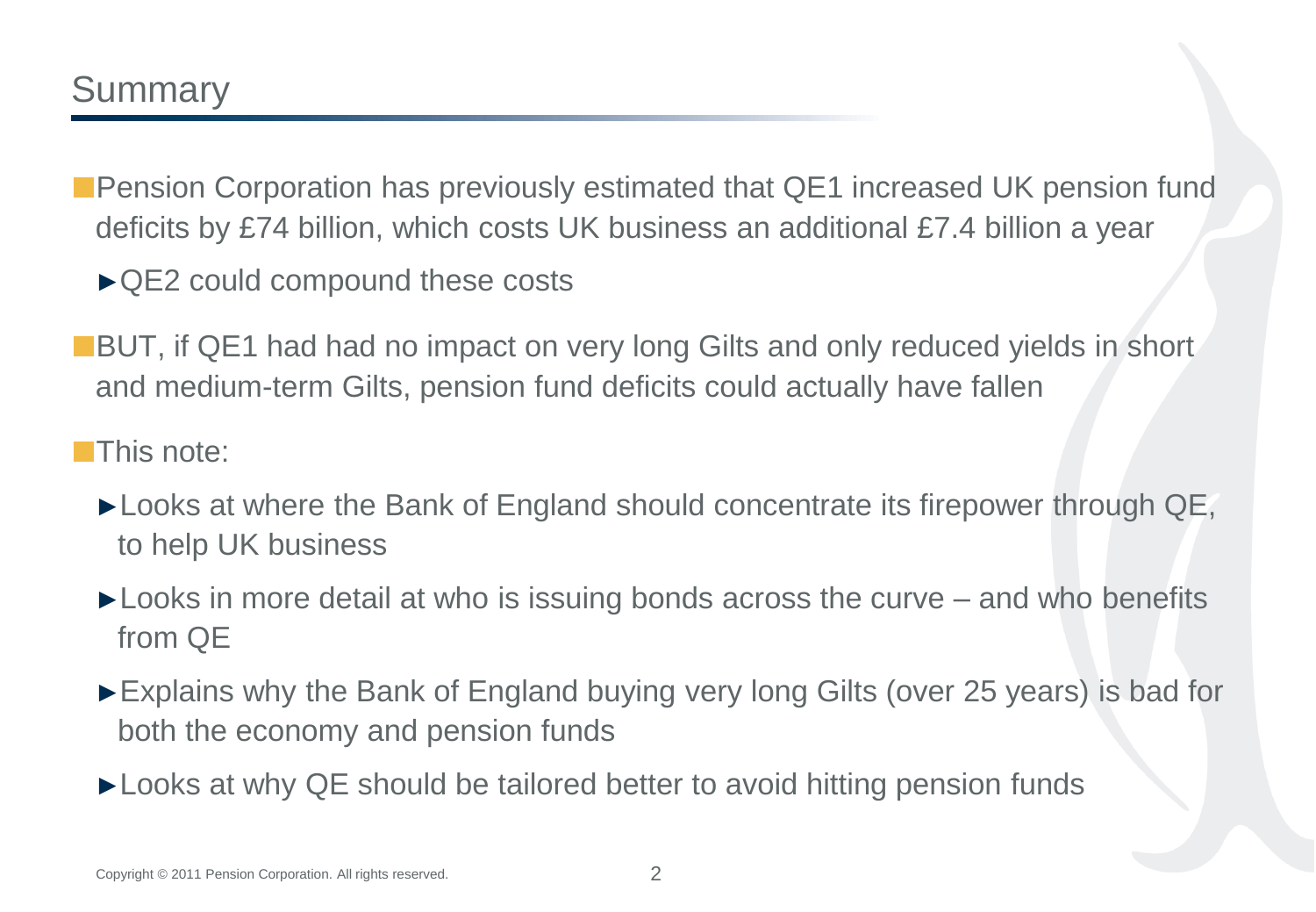## Summary

- Pension Corporation has previously estimated that QE1 increased UK pension fund deficits by £74 billion, which costs UK business an additional £7.4 billion a year
  - QE2 could compound these costs
- BUT, if QE1 had had no impact on very long Gilts and only reduced yields in short and medium-term Gilts, pension fund deficits could actually have fallen
- This note:
  - Looks at where the Bank of England should concentrate its firepower through QE, to help UK business
  - Looks in more detail at who is issuing bonds across the curve – and who benefits from QE
  - Explains why the Bank of England buying very long Gilts (over 25 years) is bad for both the economy and pension funds
  - Looks at why QE should be tailored better to avoid hitting pension funds

Copyright © 2011 Pension Corporation. All rights reserved.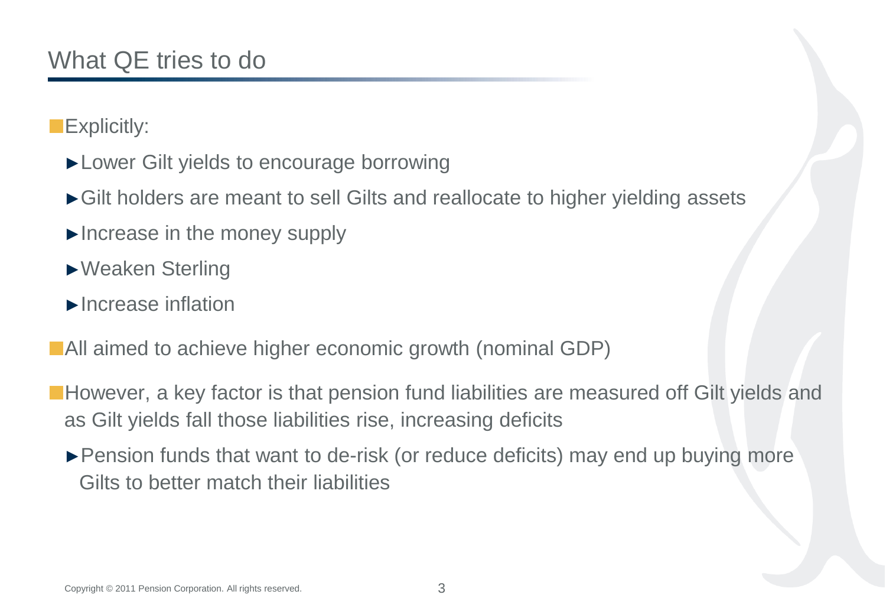# What QE tries to do

- Explicitly:
  - Lower Gilt yields to encourage borrowing
  - Gilt holders are meant to sell Gilts and reallocate to higher yielding assets
  - Increase in the money supply
  - Weaken Sterling
  - Increase inflation
- All aimed to achieve higher economic growth (nominal GDP)
- However, a key factor is that pension fund liabilities are measured off Gilt yields and as Gilt yields fall those liabilities rise, increasing deficits
  - Pension funds that want to de-risk (or reduce deficits) may end up buying more Gilts to better match their liabilities

Copyright © 2011 Pension Corporation. All rights reserved.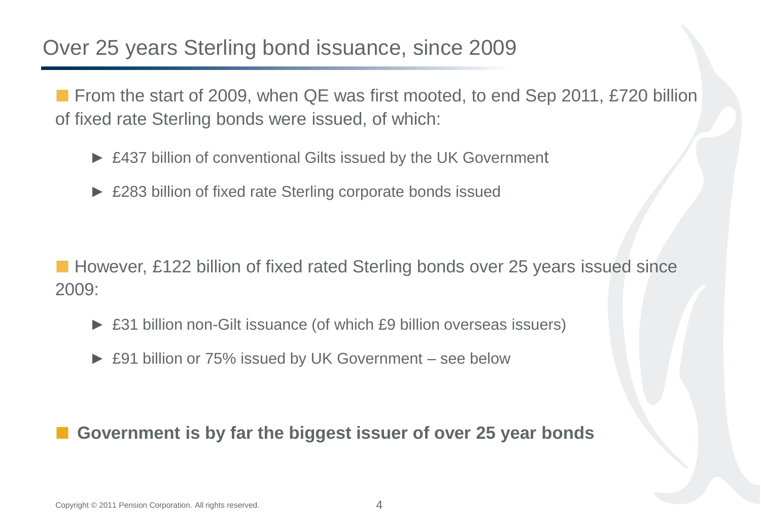# Over 25 years Sterling bond issuance, since 2009

- From the start of 2009, when QE was first mooted, to end Sep 2011, £720 billion of fixed rate Sterling bonds were issued, of which:
  - £437 billion of conventional Gilts issued by the UK Government
  - £283 billion of fixed rate Sterling corporate bonds issued

- However, £122 billion of fixed rated Sterling bonds over 25 years issued since 2009:
  - £31 billion non-Gilt issuance (of which £9 billion overseas issuers)
  - £91 billion or 75% issued by UK Government – see below

- **Government is by far the biggest issuer of over 25 year bonds**

Copyright © 2011 Pension Corporation. All rights reserved.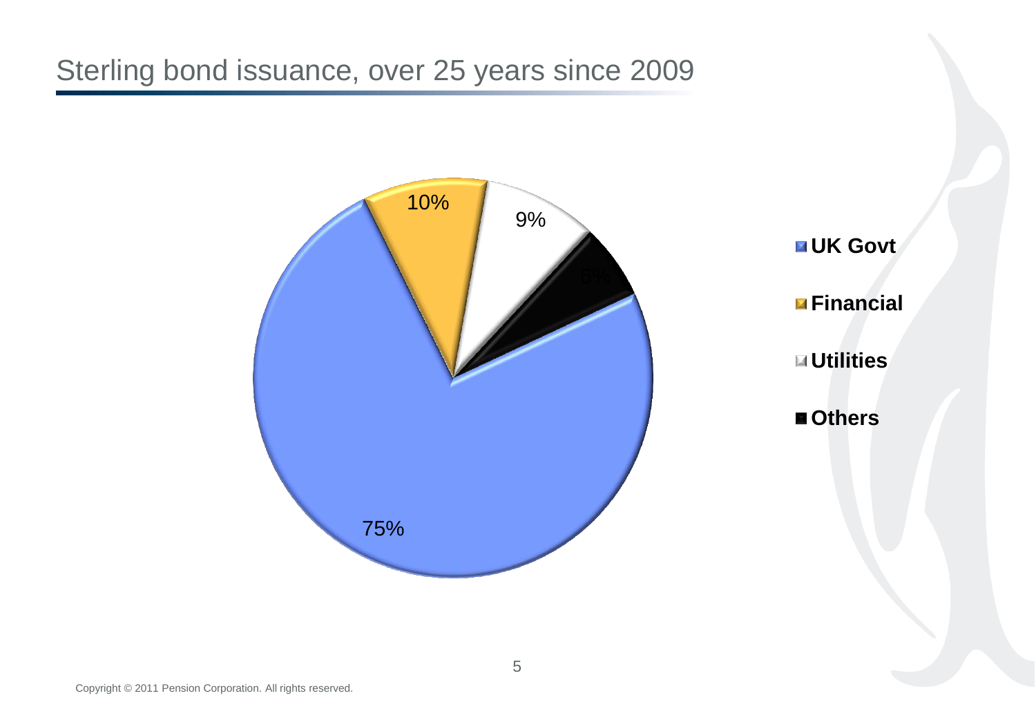# Sterling bond issuance, over 25 years since 2009

| Sector | Share |
| --- | --- |
| UK Govt | 75% |
| Financial | 10% |
| Utilities | 9% |
| Others | 6% |

Copyright © 2011 Pension Corporation. All rights reserved.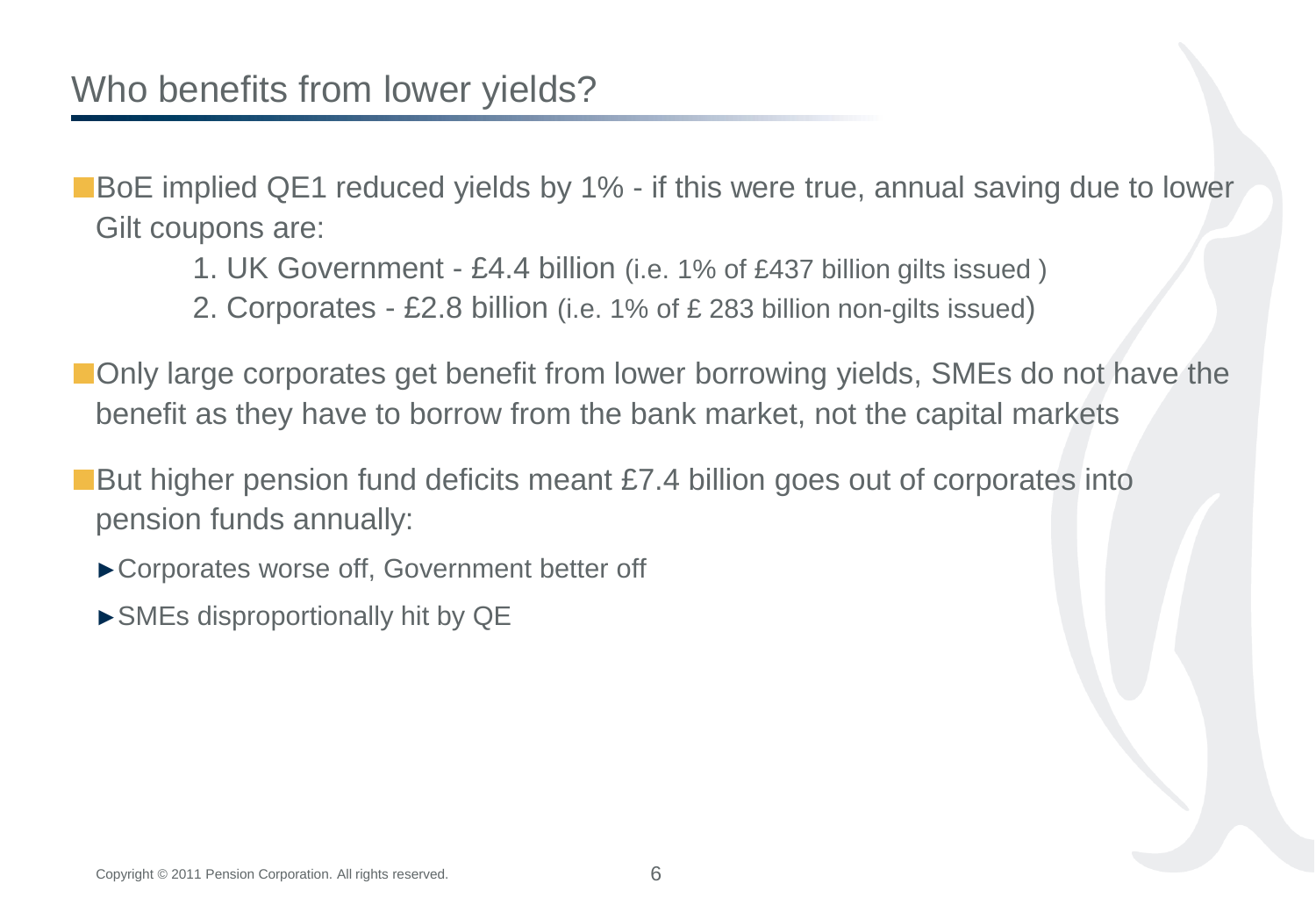## Who benefits from lower yields?

- BoE implied QE1 reduced yields by 1% - if this were true, annual saving due to lower Gilt coupons are:
    1. UK Government - £4.4 billion (i.e. 1% of £437 billion gilts issued )
    2. Corporates - £2.8 billion (i.e. 1% of £ 283 billion non-gilts issued)
- Only large corporates get benefit from lower borrowing yields, SMEs do not have the benefit as they have to borrow from the bank market, not the capital markets
- But higher pension fund deficits meant £7.4 billion goes out of corporates into pension funds annually:
    - ►Corporates worse off, Government better off
    - ►SMEs disproportionally hit by QE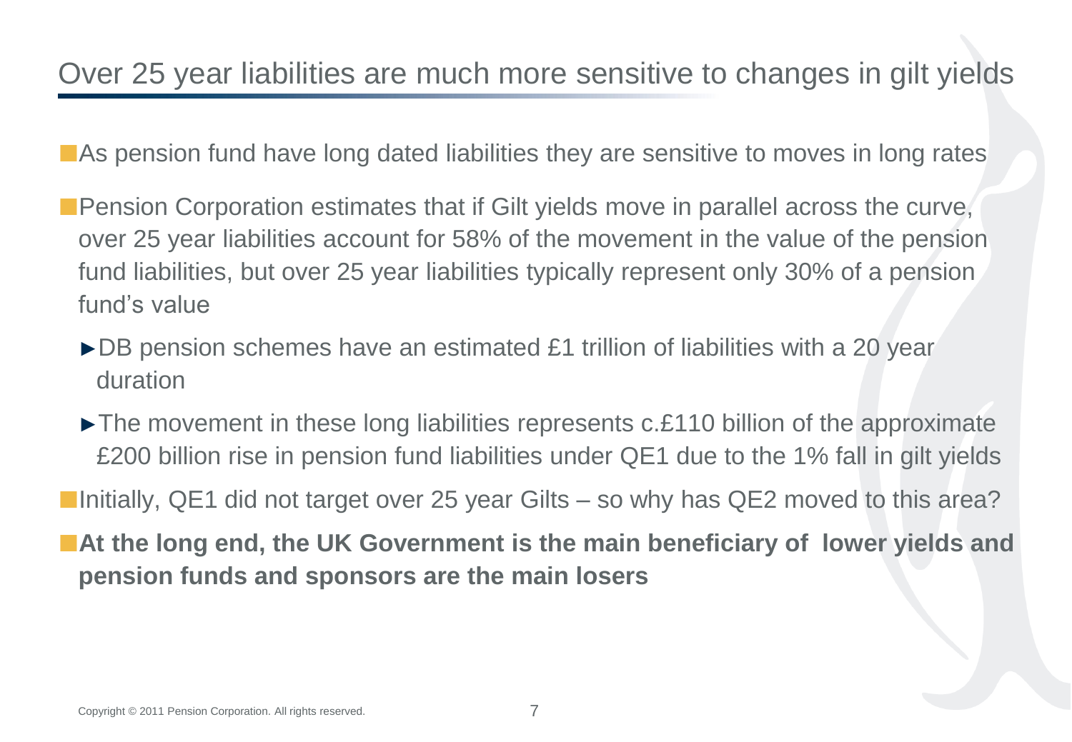# Over 25 year liabilities are much more sensitive to changes in gilt yields

- As pension fund have long dated liabilities they are sensitive to moves in long rates
- Pension Corporation estimates that if Gilt yields move in parallel across the curve, over 25 year liabilities account for 58% of the movement in the value of the pension fund liabilities, but over 25 year liabilities typically represent only 30% of a pension fund's value
  - DB pension schemes have an estimated £1 trillion of liabilities with a 20 year duration
  - The movement in these long liabilities represents c.£110 billion of the approximate £200 billion rise in pension fund liabilities under QE1 due to the 1% fall in gilt yields
- Initially, QE1 did not target over 25 year Gilts – so why has QE2 moved to this area?
- **At the long end, the UK Government is the main beneficiary of lower yields and pension funds and sponsors are the main losers**

Copyright © 2011 Pension Corporation. All rights reserved.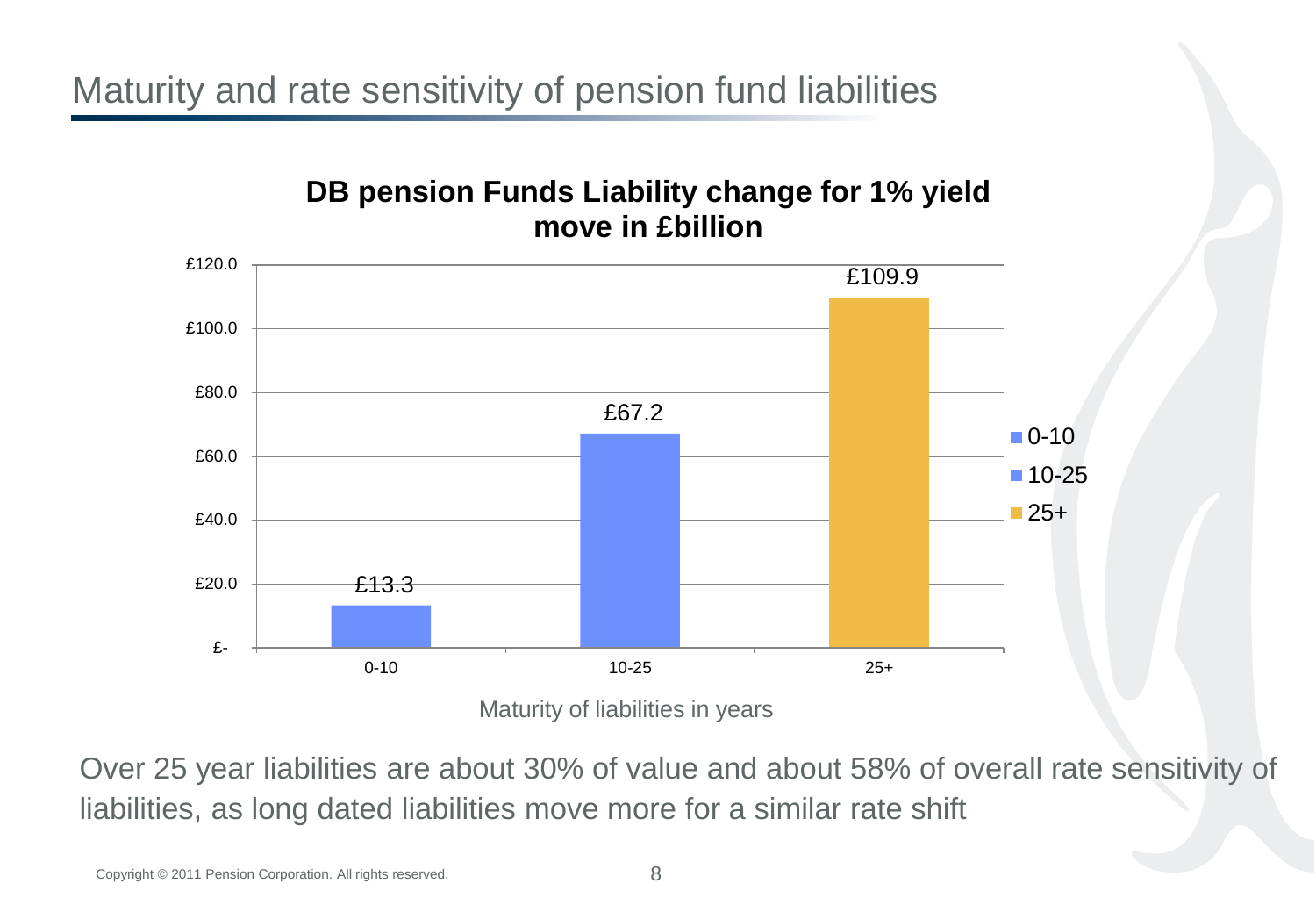# Maturity and rate sensitivity of pension fund liabilities

**DB pension Funds Liability change for 1% yield move in £billion**

| Maturity of liabilities in years | Liability change (£billion) |
| --- | --- |
| 0-10 | £13.3 |
| 10-25 | £67.2 |
| 25+ | £109.9 |

Over 25 year liabilities are about 30% of value and about 58% of overall rate sensitivity of liabilities, as long dated liabilities move more for a similar rate shift

Copyright © 2011 Pension Corporation. All rights reserved.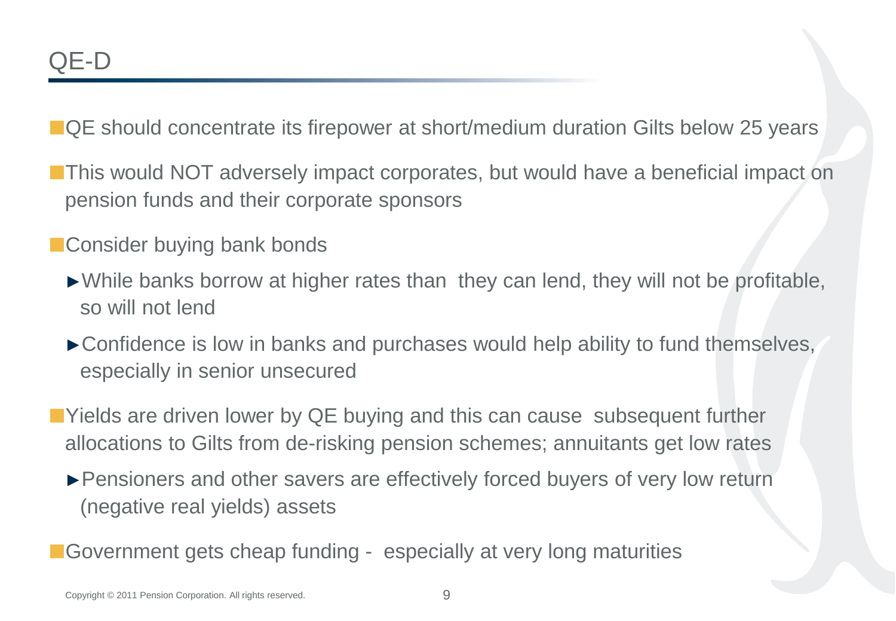# QE-D

- QE should concentrate its firepower at short/medium duration Gilts below 25 years
- This would NOT adversely impact corporates, but would have a beneficial impact on pension funds and their corporate sponsors
- Consider buying bank bonds
  - While banks borrow at higher rates than they can lend, they will not be profitable, so will not lend
  - Confidence is low in banks and purchases would help ability to fund themselves, especially in senior unsecured
- Yields are driven lower by QE buying and this can cause subsequent further allocations to Gilts from de-risking pension schemes; annuitants get low rates
  - Pensioners and other savers are effectively forced buyers of very low return (negative real yields) assets
- Government gets cheap funding - especially at very long maturities

Copyright © 2011 Pension Corporation. All rights reserved.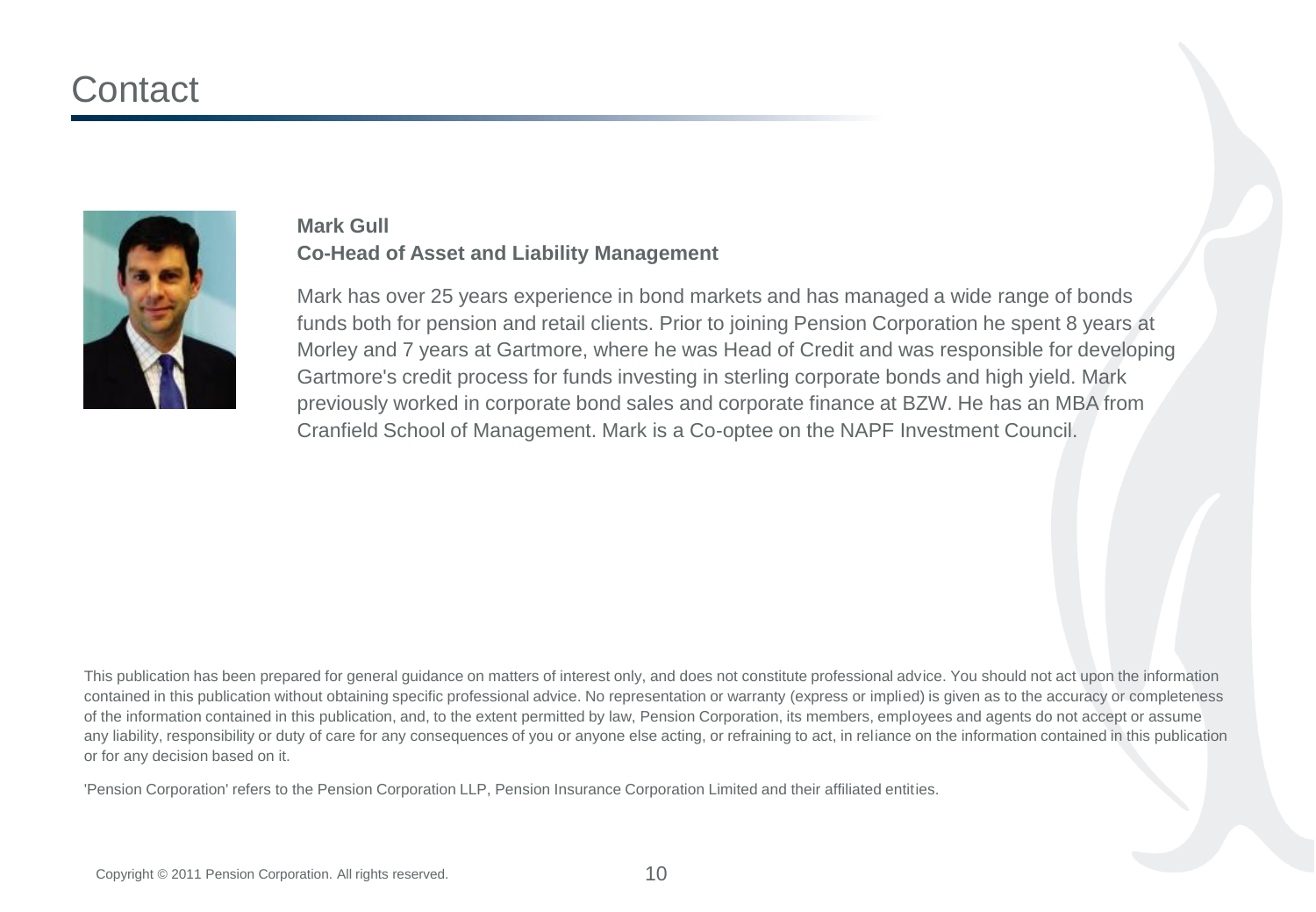# Contact

**Mark Gull**
**Co-Head of Asset and Liability Management**

Mark has over 25 years experience in bond markets and has managed a wide range of bonds funds both for pension and retail clients. Prior to joining Pension Corporation he spent 8 years at Morley and 7 years at Gartmore, where he was Head of Credit and was responsible for developing Gartmore's credit process for funds investing in sterling corporate bonds and high yield. Mark previously worked in corporate bond sales and corporate finance at BZW. He has an MBA from Cranfield School of Management. Mark is a Co-optee on the NAPF Investment Council.

This publication has been prepared for general guidance on matters of interest only, and does not constitute professional advice. You should not act upon the information contained in this publication without obtaining specific professional advice. No representation or warranty (express or implied) is given as to the accuracy or completeness of the information contained in this publication, and, to the extent permitted by law, Pension Corporation, its members, employees and agents do not accept or assume any liability, responsibility or duty of care for any consequences of you or anyone else acting, or refraining to act, in reliance on the information contained in this publication or for any decision based on it.

'Pension Corporation' refers to the Pension Corporation LLP, Pension Insurance Corporation Limited and their affiliated entities.

Copyright © 2011 Pension Corporation. All rights reserved.